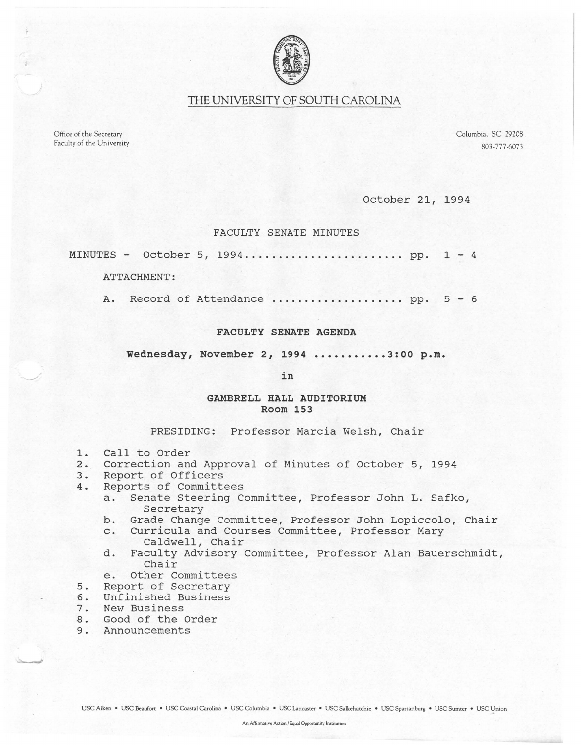# THE UNIVERSITY OF SOUTH CAROLINA

Office of the Secretary
Faculty of the University

Columbia, SC 29208
803-777-6073

October 21, 1994

## FACULTY SENATE MINUTES

MINUTES - October 5, 1994........................ pp. 1 - 4

ATTACHMENT:

A. Record of Attendance .................... pp. 5 - 6

## FACULTY SENATE AGENDA

**Wednesday, November 2, 1994 ...........3:00 p.m.**

**in**

**GAMBRELL HALL AUDITORIUM**
**Room 153**

PRESIDING: Professor Marcia Welsh, Chair

1. Call to Order
2. Correction and Approval of Minutes of October 5, 1994
3. Report of Officers
4. Reports of Committees
   a. Senate Steering Committee, Professor John L. Safko, Secretary
   b. Grade Change Committee, Professor John Lopiccolo, Chair
   c. Curricula and Courses Committee, Professor Mary Caldwell, Chair
   d. Faculty Advisory Committee, Professor Alan Bauerschmidt, Chair
   e. Other Committees
5. Report of Secretary
6. Unfinished Business
7. New Business
8. Good of the Order
9. Announcements

USC Aiken • USC Beaufort • USC Coastal Carolina • USC Columbia • USC Lancaster • USC Salkehatchie • USC Spartanburg • USC Sumter • USC Union

An Affirmative Action / Equal Opportunity Institution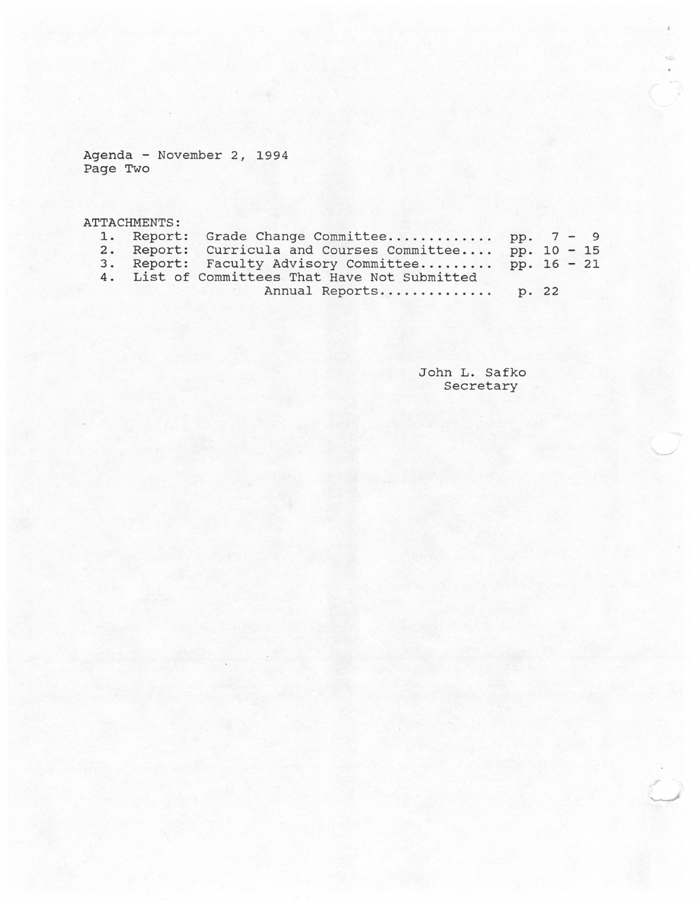Agenda - November 2, 1994
Page Two

ATTACHMENTS:

1. Report: Grade Change Committee............. pp. 7 - 9
2. Report: Curricula and Courses Committee.... pp. 10 - 15
3. Report: Faculty Advisory Committee......... pp. 16 - 21
4. List of Committees That Have Not Submitted Annual Reports.............. p. 22

John L. Safko
Secretary